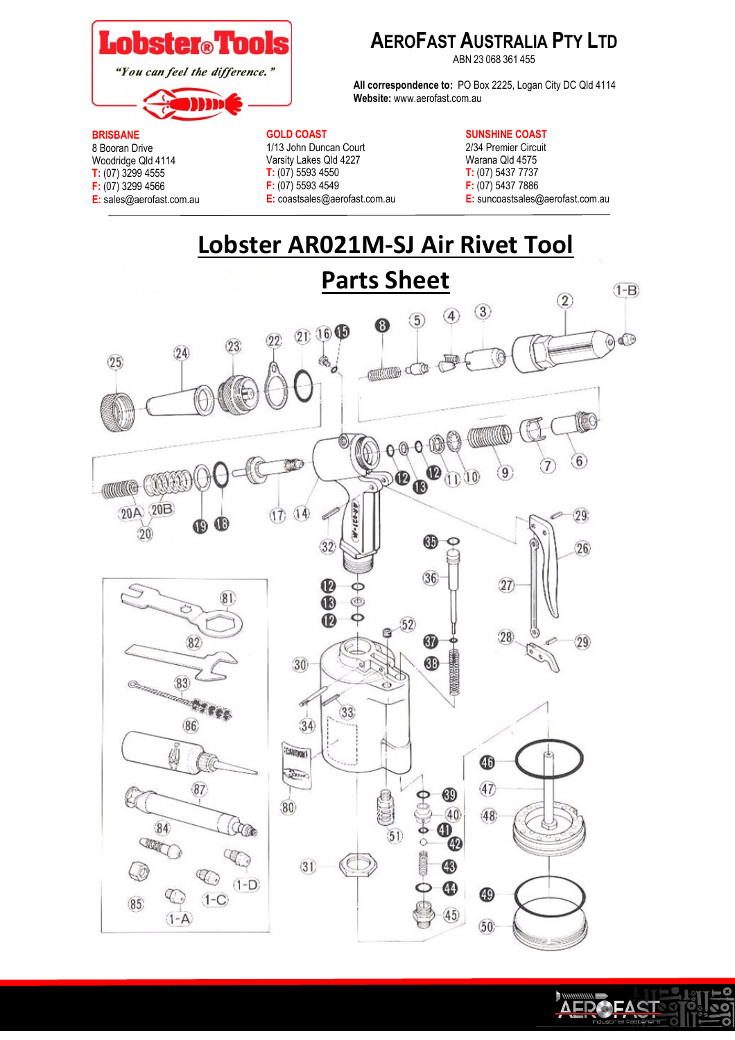**Lobster® Tools**

*"You can feel the difference."*

# AEROFAST AUSTRALIA PTY LTD

ABN 23 068 361 455

**All correspondence to:** PO Box 2225, Logan City DC Qld 4114
**Website:** www.aerofast.com.au

**BRISBANE**
8 Booran Drive
Woodridge Qld 4114
**T:** (07) 3299 4555
**F:** (07) 3299 4566
**E:** sales@aerofast.com.au

**GOLD COAST**
1/13 John Duncan Court
Varsity Lakes Qld 4227
**T:** (07) 5593 4550
**F:** (07) 5593 4549
**E:** coastsales@aerofast.com.au

**SUNSHINE COAST**
2/34 Premier Circuit
Warana Qld 4575
**T:** (07) 5437 7737
**F:** (07) 5437 7886
**E:** suncoastsales@aerofast.com.au

# Lobster AR021M-SJ Air Rivet Tool

# Parts Sheet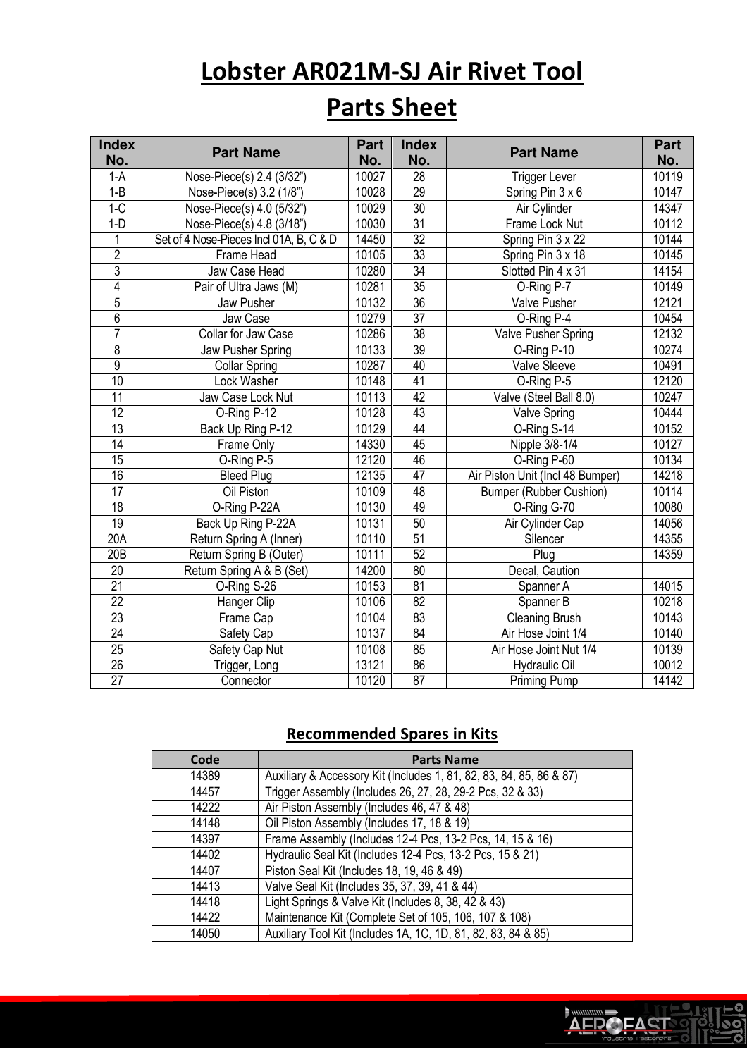# Lobster AR021M-SJ Air Rivet Tool

# Parts Sheet

| Index No. | Part Name | Part No. | Index No. | Part Name | Part No. |
|---|---|---|---|---|---|
| 1-A | Nose-Piece(s) 2.4 (3/32") | 10027 | 28 | Trigger Lever | 10119 |
| 1-B | Nose-Piece(s) 3.2 (1/8") | 10028 | 29 | Spring Pin 3 x 6 | 10147 |
| 1-C | Nose-Piece(s) 4.0 (5/32") | 10029 | 30 | Air Cylinder | 14347 |
| 1-D | Nose-Piece(s) 4.8 (3/18") | 10030 | 31 | Frame Lock Nut | 10112 |
| 1 | Set of 4 Nose-Pieces Incl 01A, B, C & D | 14450 | 32 | Spring Pin 3 x 22 | 10144 |
| 2 | Frame Head | 10105 | 33 | Spring Pin 3 x 18 | 10145 |
| 3 | Jaw Case Head | 10280 | 34 | Slotted Pin 4 x 31 | 14154 |
| 4 | Pair of Ultra Jaws (M) | 10281 | 35 | O-Ring P-7 | 10149 |
| 5 | Jaw Pusher | 10132 | 36 | Valve Pusher | 12121 |
| 6 | Jaw Case | 10279 | 37 | O-Ring P-4 | 10454 |
| 7 | Collar for Jaw Case | 10286 | 38 | Valve Pusher Spring | 12132 |
| 8 | Jaw Pusher Spring | 10133 | 39 | O-Ring P-10 | 10274 |
| 9 | Collar Spring | 10287 | 40 | Valve Sleeve | 10491 |
| 10 | Lock Washer | 10148 | 41 | O-Ring P-5 | 12120 |
| 11 | Jaw Case Lock Nut | 10113 | 42 | Valve (Steel Ball 8.0) | 10247 |
| 12 | O-Ring P-12 | 10128 | 43 | Valve Spring | 10444 |
| 13 | Back Up Ring P-12 | 10129 | 44 | O-Ring S-14 | 10152 |
| 14 | Frame Only | 14330 | 45 | Nipple 3/8-1/4 | 10127 |
| 15 | O-Ring P-5 | 12120 | 46 | O-Ring P-60 | 10134 |
| 16 | Bleed Plug | 12135 | 47 | Air Piston Unit (Incl 48 Bumper) | 14218 |
| 17 | Oil Piston | 10109 | 48 | Bumper (Rubber Cushion) | 10114 |
| 18 | O-Ring P-22A | 10130 | 49 | O-Ring G-70 | 10080 |
| 19 | Back Up Ring P-22A | 10131 | 50 | Air Cylinder Cap | 14056 |
| 20A | Return Spring A (Inner) | 10110 | 51 | Silencer | 14355 |
| 20B | Return Spring B (Outer) | 10111 | 52 | Plug | 14359 |
| 20 | Return Spring A & B (Set) | 14200 | 80 | Decal, Caution | |
| 21 | O-Ring S-26 | 10153 | 81 | Spanner A | 14015 |
| 22 | Hanger Clip | 10106 | 82 | Spanner B | 10218 |
| 23 | Frame Cap | 10104 | 83 | Cleaning Brush | 10143 |
| 24 | Safety Cap | 10137 | 84 | Air Hose Joint 1/4 | 10140 |
| 25 | Safety Cap Nut | 10108 | 85 | Air Hose Joint Nut 1/4 | 10139 |
| 26 | Trigger, Long | 13121 | 86 | Hydraulic Oil | 10012 |
| 27 | Connector | 10120 | 87 | Priming Pump | 14142 |

## Recommended Spares in Kits

| Code | Parts Name |
|---|---|
| 14389 | Auxiliary & Accessory Kit (Includes 1, 81, 82, 83, 84, 85, 86 & 87) |
| 14457 | Trigger Assembly (Includes 26, 27, 28, 29-2 Pcs, 32 & 33) |
| 14222 | Air Piston Assembly (Includes 46, 47 & 48) |
| 14148 | Oil Piston Assembly (Includes 17, 18 & 19) |
| 14397 | Frame Assembly (Includes 12-4 Pcs, 13-2 Pcs, 14, 15 & 16) |
| 14402 | Hydraulic Seal Kit (Includes 12-4 Pcs, 13-2 Pcs, 15 & 21) |
| 14407 | Piston Seal Kit (Includes 18, 19, 46 & 49) |
| 14413 | Valve Seal Kit (Includes 35, 37, 39, 41 & 44) |
| 14418 | Light Springs & Valve Kit (Includes 8, 38, 42 & 43) |
| 14422 | Maintenance Kit (Complete Set of 105, 106, 107 & 108) |
| 14050 | Auxiliary Tool Kit (Includes 1A, 1C, 1D, 81, 82, 83, 84 & 85) |